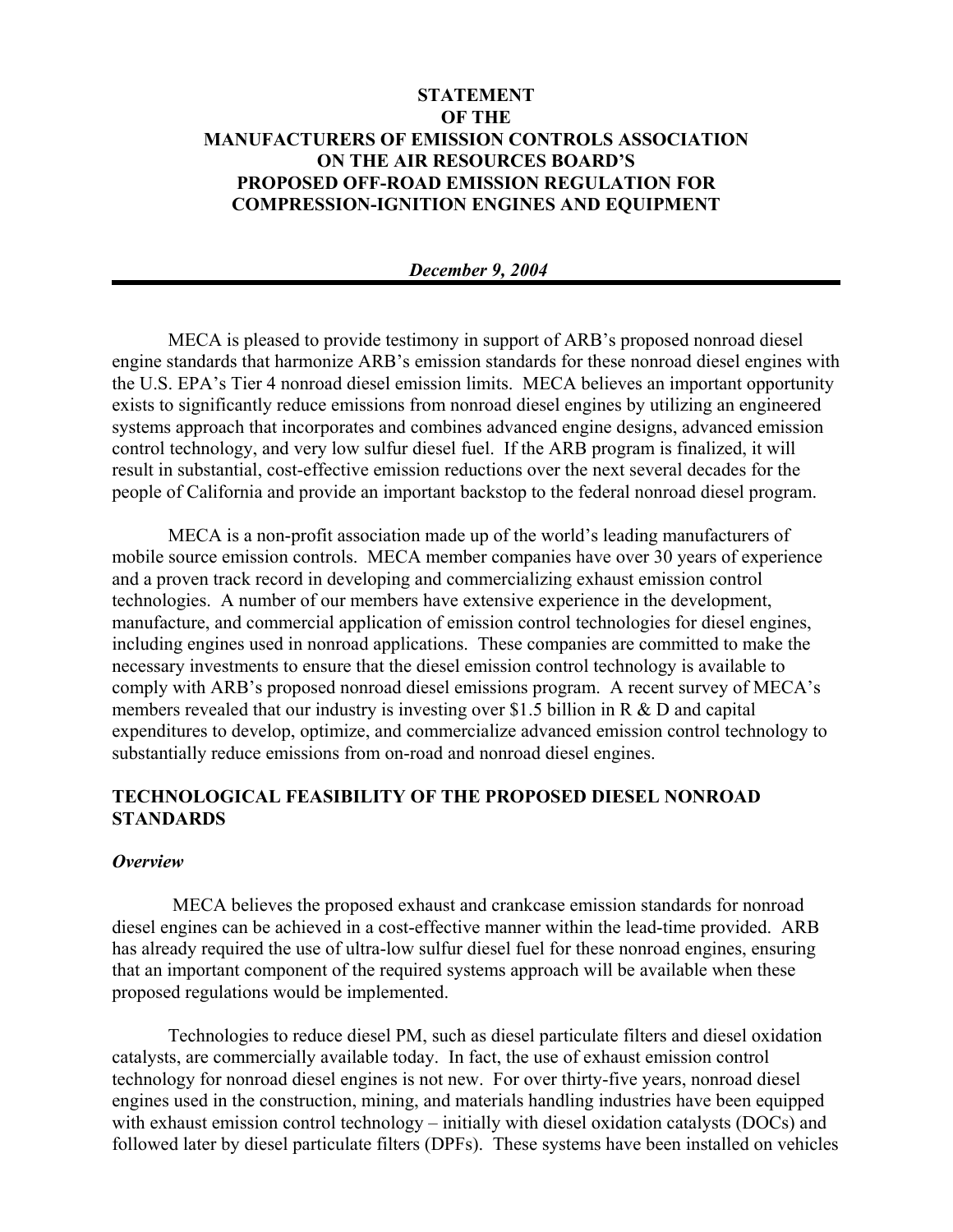# STATEMENT OF THE MANUFACTURERS OF EMISSION CONTROLS ASSOCIATION ON THE AIR RESOURCES BOARD'S PROPOSED OFF-ROAD EMISSION REGULATION FOR COMPRESSION-IGNITION ENGINES AND EQUIPMENT

***December 9, 2004***

---

MECA is pleased to provide testimony in support of ARB's proposed nonroad diesel engine standards that harmonize ARB's emission standards for these nonroad diesel engines with the U.S. EPA's Tier 4 nonroad diesel emission limits. MECA believes an important opportunity exists to significantly reduce emissions from nonroad diesel engines by utilizing an engineered systems approach that incorporates and combines advanced engine designs, advanced emission control technology, and very low sulfur diesel fuel. If the ARB program is finalized, it will result in substantial, cost-effective emission reductions over the next several decades for the people of California and provide an important backstop to the federal nonroad diesel program.

MECA is a non-profit association made up of the world's leading manufacturers of mobile source emission controls. MECA member companies have over 30 years of experience and a proven track record in developing and commercializing exhaust emission control technologies. A number of our members have extensive experience in the development, manufacture, and commercial application of emission control technologies for diesel engines, including engines used in nonroad applications. These companies are committed to make the necessary investments to ensure that the diesel emission control technology is available to comply with ARB's proposed nonroad diesel emissions program. A recent survey of MECA's members revealed that our industry is investing over $1.5 billion in R & D and capital expenditures to develop, optimize, and commercialize advanced emission control technology to substantially reduce emissions from on-road and nonroad diesel engines.

## TECHNOLOGICAL FEASIBILITY OF THE PROPOSED DIESEL NONROAD STANDARDS

### *Overview*

MECA believes the proposed exhaust and crankcase emission standards for nonroad diesel engines can be achieved in a cost-effective manner within the lead-time provided. ARB has already required the use of ultra-low sulfur diesel fuel for these nonroad engines, ensuring that an important component of the required systems approach will be available when these proposed regulations would be implemented.

Technologies to reduce diesel PM, such as diesel particulate filters and diesel oxidation catalysts, are commercially available today. In fact, the use of exhaust emission control technology for nonroad diesel engines is not new. For over thirty-five years, nonroad diesel engines used in the construction, mining, and materials handling industries have been equipped with exhaust emission control technology – initially with diesel oxidation catalysts (DOCs) and followed later by diesel particulate filters (DPFs). These systems have been installed on vehicles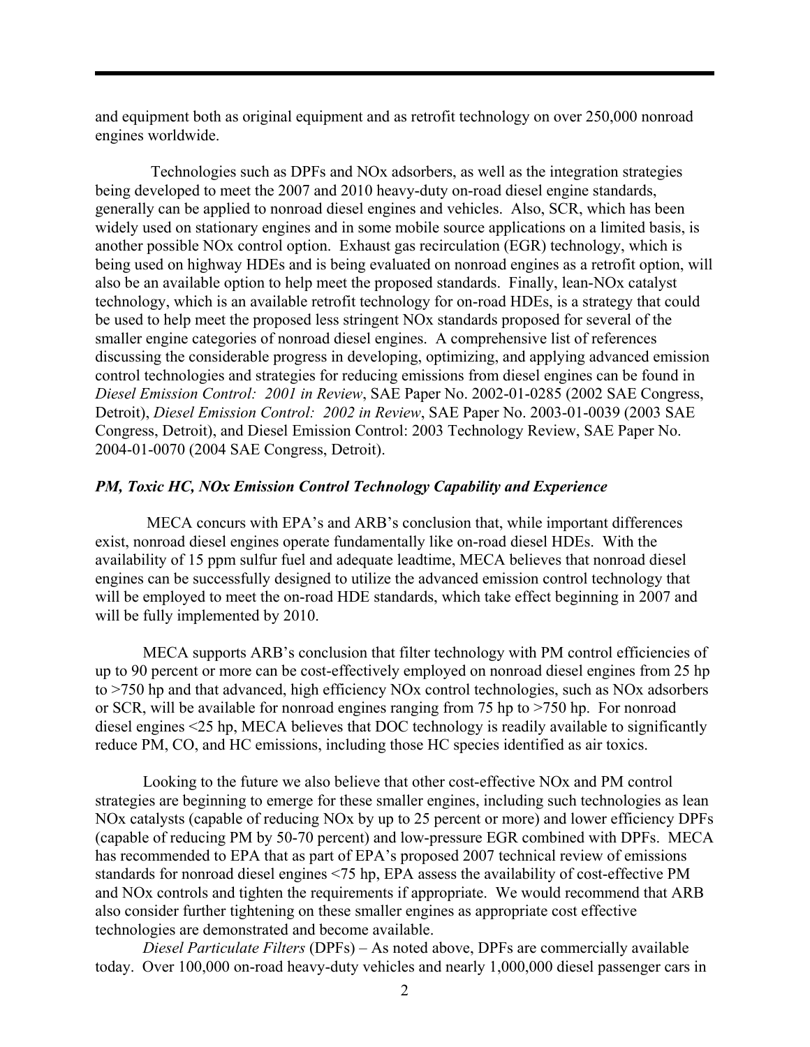and equipment both as original equipment and as retrofit technology on over 250,000 nonroad engines worldwide.

Technologies such as DPFs and NOx adsorbers, as well as the integration strategies being developed to meet the 2007 and 2010 heavy-duty on-road diesel engine standards, generally can be applied to nonroad diesel engines and vehicles. Also, SCR, which has been widely used on stationary engines and in some mobile source applications on a limited basis, is another possible NOx control option. Exhaust gas recirculation (EGR) technology, which is being used on highway HDEs and is being evaluated on nonroad engines as a retrofit option, will also be an available option to help meet the proposed standards. Finally, lean-NOx catalyst technology, which is an available retrofit technology for on-road HDEs, is a strategy that could be used to help meet the proposed less stringent NOx standards proposed for several of the smaller engine categories of nonroad diesel engines. A comprehensive list of references discussing the considerable progress in developing, optimizing, and applying advanced emission control technologies and strategies for reducing emissions from diesel engines can be found in *Diesel Emission Control: 2001 in Review*, SAE Paper No. 2002-01-0285 (2002 SAE Congress, Detroit), *Diesel Emission Control: 2002 in Review*, SAE Paper No. 2003-01-0039 (2003 SAE Congress, Detroit), and Diesel Emission Control: 2003 Technology Review, SAE Paper No. 2004-01-0070 (2004 SAE Congress, Detroit).

### *PM, Toxic HC, NOx Emission Control Technology Capability and Experience*

MECA concurs with EPA's and ARB's conclusion that, while important differences exist, nonroad diesel engines operate fundamentally like on-road diesel HDEs. With the availability of 15 ppm sulfur fuel and adequate leadtime, MECA believes that nonroad diesel engines can be successfully designed to utilize the advanced emission control technology that will be employed to meet the on-road HDE standards, which take effect beginning in 2007 and will be fully implemented by 2010.

MECA supports ARB's conclusion that filter technology with PM control efficiencies of up to 90 percent or more can be cost-effectively employed on nonroad diesel engines from 25 hp to >750 hp and that advanced, high efficiency NOx control technologies, such as NOx adsorbers or SCR, will be available for nonroad engines ranging from 75 hp to >750 hp. For nonroad diesel engines <25 hp, MECA believes that DOC technology is readily available to significantly reduce PM, CO, and HC emissions, including those HC species identified as air toxics.

Looking to the future we also believe that other cost-effective NOx and PM control strategies are beginning to emerge for these smaller engines, including such technologies as lean NOx catalysts (capable of reducing NOx by up to 25 percent or more) and lower efficiency DPFs (capable of reducing PM by 50-70 percent) and low-pressure EGR combined with DPFs. MECA has recommended to EPA that as part of EPA's proposed 2007 technical review of emissions standards for nonroad diesel engines <75 hp, EPA assess the availability of cost-effective PM and NOx controls and tighten the requirements if appropriate. We would recommend that ARB also consider further tightening on these smaller engines as appropriate cost effective technologies are demonstrated and become available.

*Diesel Particulate Filters* (DPFs) – As noted above, DPFs are commercially available today. Over 100,000 on-road heavy-duty vehicles and nearly 1,000,000 diesel passenger cars in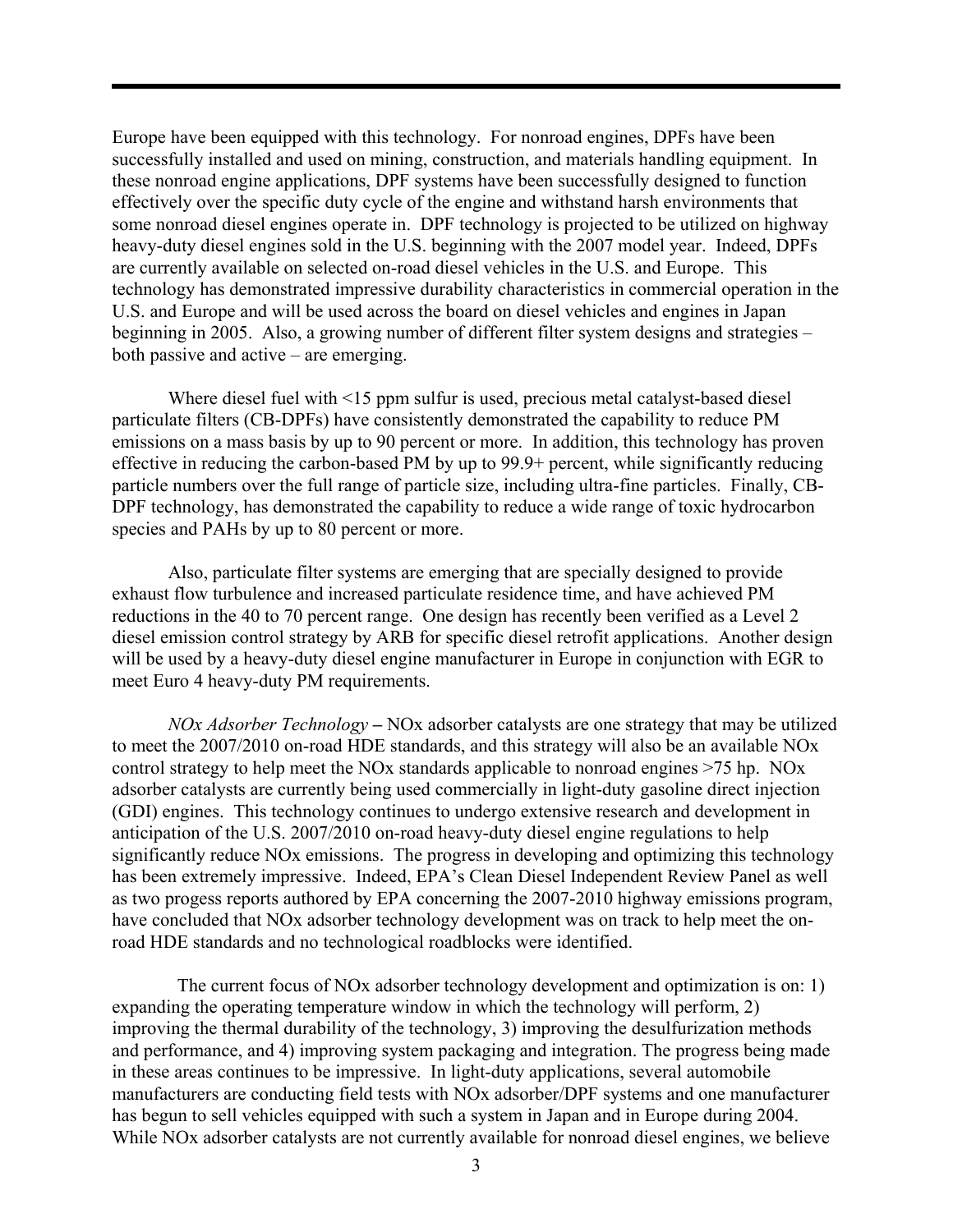Europe have been equipped with this technology. For nonroad engines, DPFs have been successfully installed and used on mining, construction, and materials handling equipment. In these nonroad engine applications, DPF systems have been successfully designed to function effectively over the specific duty cycle of the engine and withstand harsh environments that some nonroad diesel engines operate in. DPF technology is projected to be utilized on highway heavy-duty diesel engines sold in the U.S. beginning with the 2007 model year. Indeed, DPFs are currently available on selected on-road diesel vehicles in the U.S. and Europe. This technology has demonstrated impressive durability characteristics in commercial operation in the U.S. and Europe and will be used across the board on diesel vehicles and engines in Japan beginning in 2005. Also, a growing number of different filter system designs and strategies – both passive and active – are emerging.

Where diesel fuel with <15 ppm sulfur is used, precious metal catalyst-based diesel particulate filters (CB-DPFs) have consistently demonstrated the capability to reduce PM emissions on a mass basis by up to 90 percent or more. In addition, this technology has proven effective in reducing the carbon-based PM by up to 99.9+ percent, while significantly reducing particle numbers over the full range of particle size, including ultra-fine particles. Finally, CB-DPF technology, has demonstrated the capability to reduce a wide range of toxic hydrocarbon species and PAHs by up to 80 percent or more.

Also, particulate filter systems are emerging that are specially designed to provide exhaust flow turbulence and increased particulate residence time, and have achieved PM reductions in the 40 to 70 percent range. One design has recently been verified as a Level 2 diesel emission control strategy by ARB for specific diesel retrofit applications. Another design will be used by a heavy-duty diesel engine manufacturer in Europe in conjunction with EGR to meet Euro 4 heavy-duty PM requirements.

*NOx Adsorber Technology* **–** NOx adsorber catalysts are one strategy that may be utilized to meet the 2007/2010 on-road HDE standards, and this strategy will also be an available NOx control strategy to help meet the NOx standards applicable to nonroad engines >75 hp. NOx adsorber catalysts are currently being used commercially in light-duty gasoline direct injection (GDI) engines. This technology continues to undergo extensive research and development in anticipation of the U.S. 2007/2010 on-road heavy-duty diesel engine regulations to help significantly reduce NOx emissions. The progress in developing and optimizing this technology has been extremely impressive. Indeed, EPA's Clean Diesel Independent Review Panel as well as two progess reports authored by EPA concerning the 2007-2010 highway emissions program, have concluded that NOx adsorber technology development was on track to help meet the on-road HDE standards and no technological roadblocks were identified.

The current focus of NOx adsorber technology development and optimization is on: 1) expanding the operating temperature window in which the technology will perform, 2) improving the thermal durability of the technology, 3) improving the desulfurization methods and performance, and 4) improving system packaging and integration. The progress being made in these areas continues to be impressive. In light-duty applications, several automobile manufacturers are conducting field tests with NOx adsorber/DPF systems and one manufacturer has begun to sell vehicles equipped with such a system in Japan and in Europe during 2004. While NOx adsorber catalysts are not currently available for nonroad diesel engines, we believe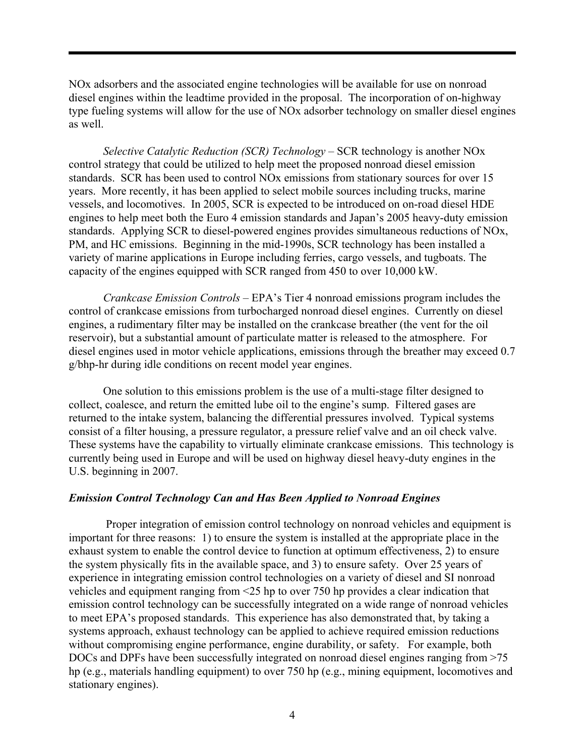NOx adsorbers and the associated engine technologies will be available for use on nonroad diesel engines within the leadtime provided in the proposal. The incorporation of on-highway type fueling systems will allow for the use of NOx adsorber technology on smaller diesel engines as well.

*Selective Catalytic Reduction (SCR) Technology* – SCR technology is another NOx control strategy that could be utilized to help meet the proposed nonroad diesel emission standards. SCR has been used to control NOx emissions from stationary sources for over 15 years. More recently, it has been applied to select mobile sources including trucks, marine vessels, and locomotives. In 2005, SCR is expected to be introduced on on-road diesel HDE engines to help meet both the Euro 4 emission standards and Japan's 2005 heavy-duty emission standards. Applying SCR to diesel-powered engines provides simultaneous reductions of NOx, PM, and HC emissions. Beginning in the mid-1990s, SCR technology has been installed a variety of marine applications in Europe including ferries, cargo vessels, and tugboats. The capacity of the engines equipped with SCR ranged from 450 to over 10,000 kW.

*Crankcase Emission Controls* – EPA's Tier 4 nonroad emissions program includes the control of crankcase emissions from turbocharged nonroad diesel engines. Currently on diesel engines, a rudimentary filter may be installed on the crankcase breather (the vent for the oil reservoir), but a substantial amount of particulate matter is released to the atmosphere. For diesel engines used in motor vehicle applications, emissions through the breather may exceed 0.7 g/bhp-hr during idle conditions on recent model year engines.

One solution to this emissions problem is the use of a multi-stage filter designed to collect, coalesce, and return the emitted lube oil to the engine's sump. Filtered gases are returned to the intake system, balancing the differential pressures involved. Typical systems consist of a filter housing, a pressure regulator, a pressure relief valve and an oil check valve. These systems have the capability to virtually eliminate crankcase emissions. This technology is currently being used in Europe and will be used on highway diesel heavy-duty engines in the U.S. beginning in 2007.

***Emission Control Technology Can and Has Been Applied to Nonroad Engines***

Proper integration of emission control technology on nonroad vehicles and equipment is important for three reasons: 1) to ensure the system is installed at the appropriate place in the exhaust system to enable the control device to function at optimum effectiveness, 2) to ensure the system physically fits in the available space, and 3) to ensure safety. Over 25 years of experience in integrating emission control technologies on a variety of diesel and SI nonroad vehicles and equipment ranging from <25 hp to over 750 hp provides a clear indication that emission control technology can be successfully integrated on a wide range of nonroad vehicles to meet EPA's proposed standards. This experience has also demonstrated that, by taking a systems approach, exhaust technology can be applied to achieve required emission reductions without compromising engine performance, engine durability, or safety. For example, both DOCs and DPFs have been successfully integrated on nonroad diesel engines ranging from >75 hp (e.g., materials handling equipment) to over 750 hp (e.g., mining equipment, locomotives and stationary engines).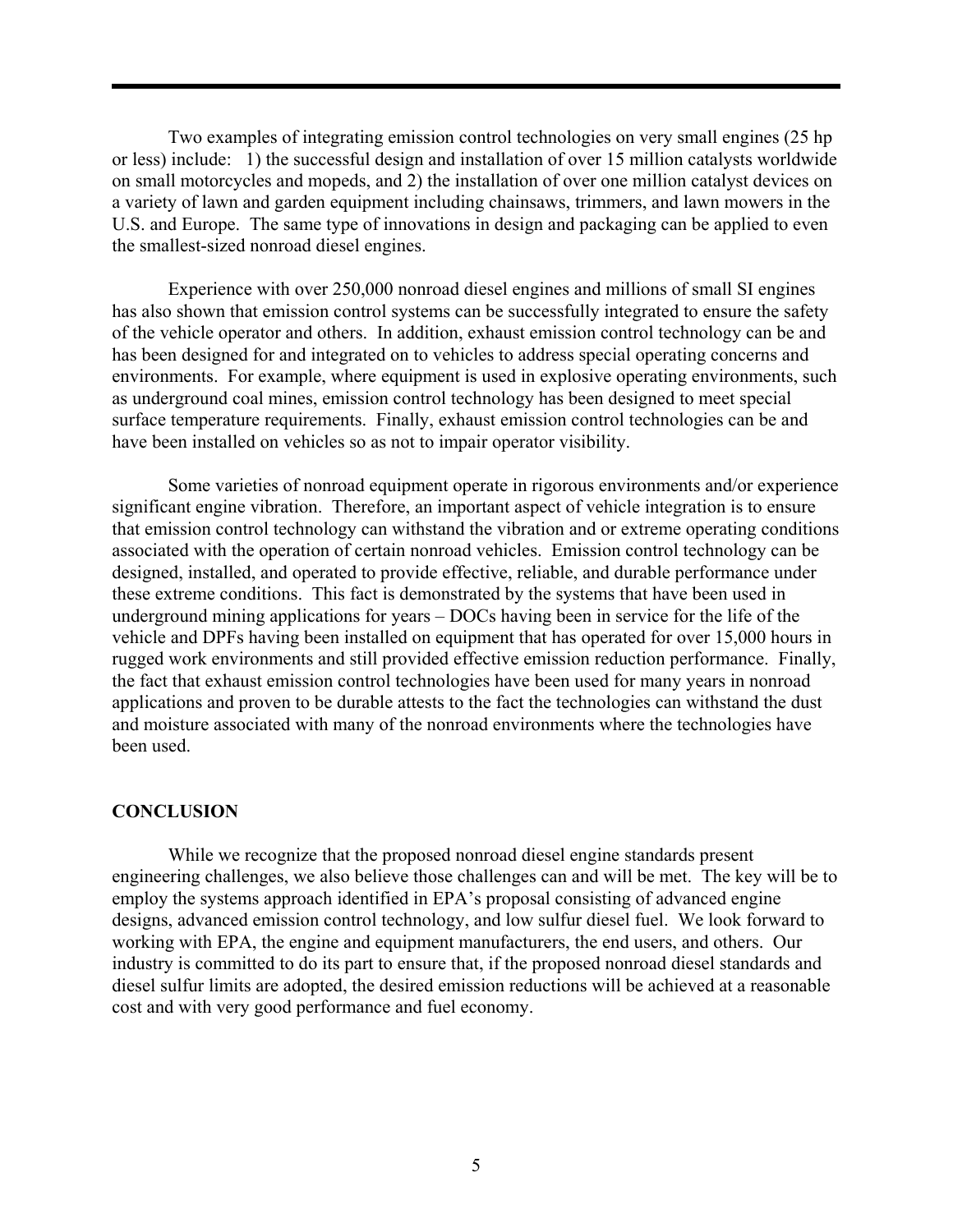Two examples of integrating emission control technologies on very small engines (25 hp or less) include: 1) the successful design and installation of over 15 million catalysts worldwide on small motorcycles and mopeds, and 2) the installation of over one million catalyst devices on a variety of lawn and garden equipment including chainsaws, trimmers, and lawn mowers in the U.S. and Europe. The same type of innovations in design and packaging can be applied to even the smallest-sized nonroad diesel engines.

Experience with over 250,000 nonroad diesel engines and millions of small SI engines has also shown that emission control systems can be successfully integrated to ensure the safety of the vehicle operator and others. In addition, exhaust emission control technology can be and has been designed for and integrated on to vehicles to address special operating concerns and environments. For example, where equipment is used in explosive operating environments, such as underground coal mines, emission control technology has been designed to meet special surface temperature requirements. Finally, exhaust emission control technologies can be and have been installed on vehicles so as not to impair operator visibility.

Some varieties of nonroad equipment operate in rigorous environments and/or experience significant engine vibration. Therefore, an important aspect of vehicle integration is to ensure that emission control technology can withstand the vibration and or extreme operating conditions associated with the operation of certain nonroad vehicles. Emission control technology can be designed, installed, and operated to provide effective, reliable, and durable performance under these extreme conditions. This fact is demonstrated by the systems that have been used in underground mining applications for years – DOCs having been in service for the life of the vehicle and DPFs having been installed on equipment that has operated for over 15,000 hours in rugged work environments and still provided effective emission reduction performance. Finally, the fact that exhaust emission control technologies have been used for many years in nonroad applications and proven to be durable attests to the fact the technologies can withstand the dust and moisture associated with many of the nonroad environments where the technologies have been used.

## CONCLUSION

While we recognize that the proposed nonroad diesel engine standards present engineering challenges, we also believe those challenges can and will be met. The key will be to employ the systems approach identified in EPA's proposal consisting of advanced engine designs, advanced emission control technology, and low sulfur diesel fuel. We look forward to working with EPA, the engine and equipment manufacturers, the end users, and others. Our industry is committed to do its part to ensure that, if the proposed nonroad diesel standards and diesel sulfur limits are adopted, the desired emission reductions will be achieved at a reasonable cost and with very good performance and fuel economy.